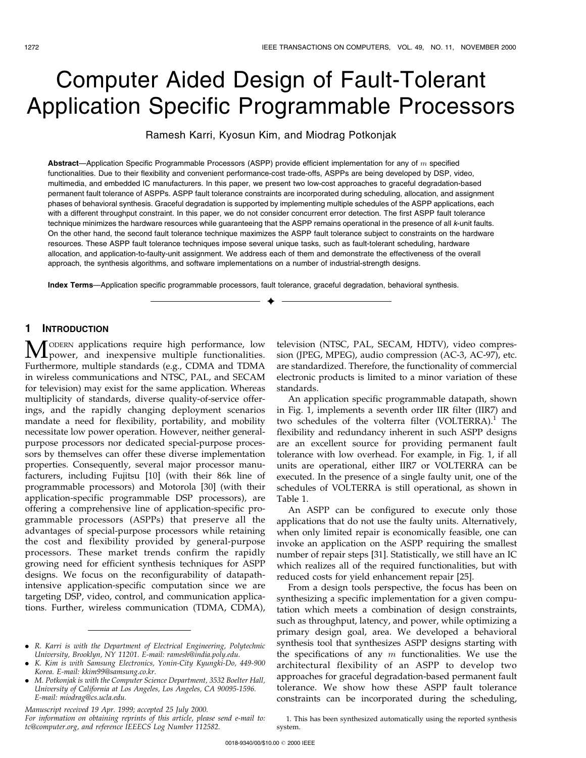# Computer Aided Design of Fault-Tolerant Application Specific Programmable Processors

Ramesh Karri, Kyosun Kim, and Miodrag Potkonjak

**Abstract**—Application Specific Programmable Processors (ASPP) provide efficient implementation for any of $m$ specified functionalities. Due to their flexibility and convenient performance-cost trade-offs, ASPPs are being developed by DSP, video, multimedia, and embedded IC manufacturers. In this paper, we present two low-cost approaches to graceful degradation-based permanent fault tolerance of ASPPs. ASPP fault tolerance constraints are incorporated during scheduling, allocation, and assignment phases of behavioral synthesis. Graceful degradation is supported by implementing multiple schedules of the ASPP applications, each with a different throughput constraint. In this paper, we do not consider concurrent error detection. The first ASPP fault tolerance technique minimizes the hardware resources while guaranteeing that the ASPP remains operational in the presence of all *k*-unit faults. On the other hand, the second fault tolerance techniques maximizes the ASPP fault tolerance subject to constraints on the hardware resources. These ASPP fault tolerance techniques impose several unique tasks, such as fault-tolerant scheduling, hardware allocation, and application-to-faulty-unit assignment. We address each of them and demonstrate the effectiveness of the overall approach, the synthesis algorithms, and software implementations on a number of industrial-strength designs.

**Index Terms**—Application specific programmable processors, fault tolerance, graceful degradation, behavioral synthesis.

## 1 Introduction

Modern applications require high performance, low power, and inexpensive multiple functionalities. Furthermore, multiple standards (e.g., CDMA and TDMA in wireless communications and NTSC, PAL, and SECAM for television) may exist for the same application. Whereas multiplicity of standards, diverse quality-of-service offerings, and the rapidly changing deployment scenarios mandate a need for flexibility, portability, and mobility necessitate low power operation. However, neither general-purpose processors nor dedicated special-purpose processors by themselves can offer these diverse implementation properties. Consequently, several major processor manufacturers, including Fujitsu [10] (with their 86k line of programmable processors) and Motorola [30] (with their application-specific programmable DSP processors), are offering a comprehensive line of application-specific programmable processors (ASPPs) that preserve all the advantages of special-purpose processors while retaining the cost and flexibility provided by general-purpose processors. These market trends confirm the rapidly growing need for efficient synthesis techniques for ASPP designs. We focus on the reconfigurability of datapath-intensive application-specific computation since we are targeting DSP, video, control, and communication applications. Further, wireless communication (TDMA, CDMA), television (NTSC, PAL, SECAM, HDTV), video compression (JPEG, MPEG), audio compression (AC-3, AC-97), etc. are standardized. Therefore, the functionality of commercial electronic products is limited to a minor variation of these standards.

An application specific programmable datapath, shown in Fig. 1, implements a seventh order IIR filter (IIR7) and two schedules of the volterra filter (VOLTERRA).[1] The flexibility and redundancy inherent in such ASPP designs are an excellent source for providing permanent fault tolerance with low overhead. For example, in Fig. 1, if all units are operational, either IIR7 or VOLTERRA can be executed. In the presence of a single faulty unit, one of the schedules of VOLTERRA is still operational, as shown in Table 1.

An ASPP can be configured to execute only those applications that do not use the faulty units. Alternatively, when only limited repair is economically feasible, one can invoke an application on the ASPP requiring the smallest number of repair steps [31]. Statistically, we still have an IC which realizes all of the required functionalities, but with reduced costs for yield enhancement repair [25].

From a design tools perspective, the focus has been on synthesizing a specific implementation for a given computation which meets a combination of design constraints, such as throughput, latency, and power, while optimizing a primary design goal, area. We developed a behavioral synthesis tool that synthesizes ASPP designs starting with the specifications of any $m$ functionalities. We use the architectural flexibility of an ASPP to develop two approaches for graceful degradation-based permanent fault tolerance. We show how these ASPP fault tolerance constraints can be incorporated during the scheduling,

- R. Karri is with the Department of Electrical Engineering, Polytechnic University, Brooklyn, NY 11201. E-mail: ramesh@india.poly.edu.
- K. Kim is with Samsung Electronics, Yonin-City Kyungki-Do, 449-900 Korea. E-mail: kkim99@samsung.co.kr.
- M. Potkonjak is with the Computer Science Department, 3532 Boelter Hall, University of California at Los Angeles, Los Angeles, CA 90095-1596. E-mail: miodrag@cs.ucla.edu.

*Manuscript received 19 Apr. 1999; accepted 25 July 2000.*
*For information on obtaining reprints of this article, please send e-mail to: tc@computer.org, and reference IEEECS Log Number 112582.*

1. This has been synthesized automatically using the reported synthesis system.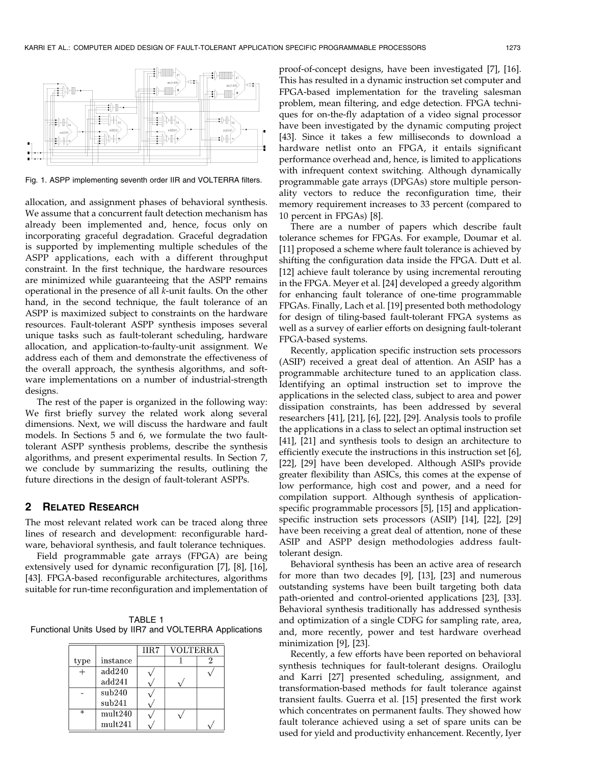Fig. 1. ASPP implementing seventh order IIR and VOLTERRA filters.

allocation, and assignment phases of behavioral synthesis. We assume that a concurrent fault detection mechanism has already been implemented and, hence, focus only on incorporating graceful degradation. Graceful degradation is supported by implementing multiple schedules of the ASPP applications, each with a different throughput constraint. In the first technique, the hardware resources are minimized while guaranteeing that the ASPP remains operational in the presence of all $k$-unit faults. On the other hand, in the second technique, the fault tolerance of an ASPP is maximized subject to constraints on the hardware resources. Fault-tolerant ASPP synthesis imposes several unique tasks such as fault-tolerant scheduling, hardware allocation, and application-to-faulty-unit assignment. We address each of them and demonstrate the effectiveness of the overall approach, the synthesis algorithms, and software implementations on a number of industrial-strength designs.

The rest of the paper is organized in the following way: We first briefly survey the related work along several dimensions. Next, we will discuss the hardware and fault models. In Sections 5 and 6, we formulate the two fault-tolerant ASPP synthesis problems, describe the synthesis algorithms, and present experimental results. In Section 7, we conclude by summarizing the results, outlining the future directions in the design of fault-tolerant ASPPs.

## 2 Related Research

The most relevant related work can be traced along three lines of research and development: reconfigurable hardware, behavioral synthesis, and fault tolerance techniques.

Field programmable gate arrays (FPGA) are being extensively used for dynamic reconfiguration [7], [8], [16], [43]. FPGA-based reconfigurable architectures, algorithms suitable for run-time reconfiguration and implementation of proof-of-concept designs, have been investigated [7], [16]. This has resulted in a dynamic instruction set computer and FPGA-based implementation for the traveling salesman problem, mean filtering, and edge detection. FPGA techniques for on-the-fly adaptation of a video signal processor have been investigated by the dynamic computing project [43]. Since it takes a few milliseconds to download a hardware netlist onto an FPGA, it entails significant performance overhead and, hence, is limited to applications with infrequent context switching. Although dynamically programmable gate arrays (DPGAs) store multiple personality vectors to reduce the reconfiguration time, their memory requirement increases to 33 percent (compared to 10 percent in FPGAs) [8].

TABLE 1
Functional Units Used by IIR7 and VOLTERRA Applications

| type | instance | IIR7 | VOLTERRA 1 | VOLTERRA 2 |
|---|---|---|---|---|
| + | add240 | √ | | √ |
| | add241 | √ | √ | |
| - | sub240 | √ | | |
| | sub241 | √ | | |
| * | mult240 | √ | √ | |
| | mult241 | √ | | √ |

There are a number of papers which describe fault tolerance schemes for FPGAs. For example, Doumar et al. [11] proposed a scheme where fault tolerance is achieved by shifting the configuration data inside the FPGA. Dutt et al. [12] achieve fault tolerance by using incremental rerouting in the FPGA. Meyer et al. [24] developed a greedy algorithm for enhancing fault tolerance of one-time programmable FPGAs. Finally, Lach et al. [19] presented both methodology for design of tiling-based fault-tolerant FPGA systems as well as a survey of earlier efforts on designing fault-tolerant FPGA-based systems.

Recently, application specific instruction sets processors (ASIP) received a great deal of attention. An ASIP has a programmable architecture tuned to an application class. Identifying an optimal instruction set to improve the applications in the selected class, subject to area and power dissipation constraints, has been addressed by several researchers [41], [21], [6], [22], [29]. Analysis tools to profile the applications in a class to select an optimal instruction set [41], [21] and synthesis tools to design an architecture to efficiently execute the instructions in this instruction set [6], [22], [29] have been developed. Although ASIPs provide greater flexibility than ASICs, this comes at the expense of low performance, high cost and power, and a need for compilation support. Although synthesis of application-specific programmable processors [5], [15] and application-specific instruction sets processors (ASIP) [14], [22], [29] have been receiving a great deal of attention, none of these ASIP and ASPP design methodologies address fault-tolerant design.

Behavioral synthesis has been an active area of research for more than two decades [9], [13], [23] and numerous outstanding systems have been built targeting both data path-oriented and control-oriented applications [23], [33]. Behavioral synthesis traditionally has addressed synthesis and optimization of a single CDFG for sampling rate, area, and, more recently, power and test hardware overhead minimization [9], [23].

Recently, a few efforts have been reported on behavioral synthesis techniques for fault-tolerant designs. Orailoglu and Karri [27] presented scheduling, assignment, and transformation-based methods for fault tolerance against transient faults. Guerra et al. [15] presented the first work which concentrates on permanent faults. They showed how fault tolerance achieved using a set of spare units can be used for yield and productivity enhancement. Recently, Iyer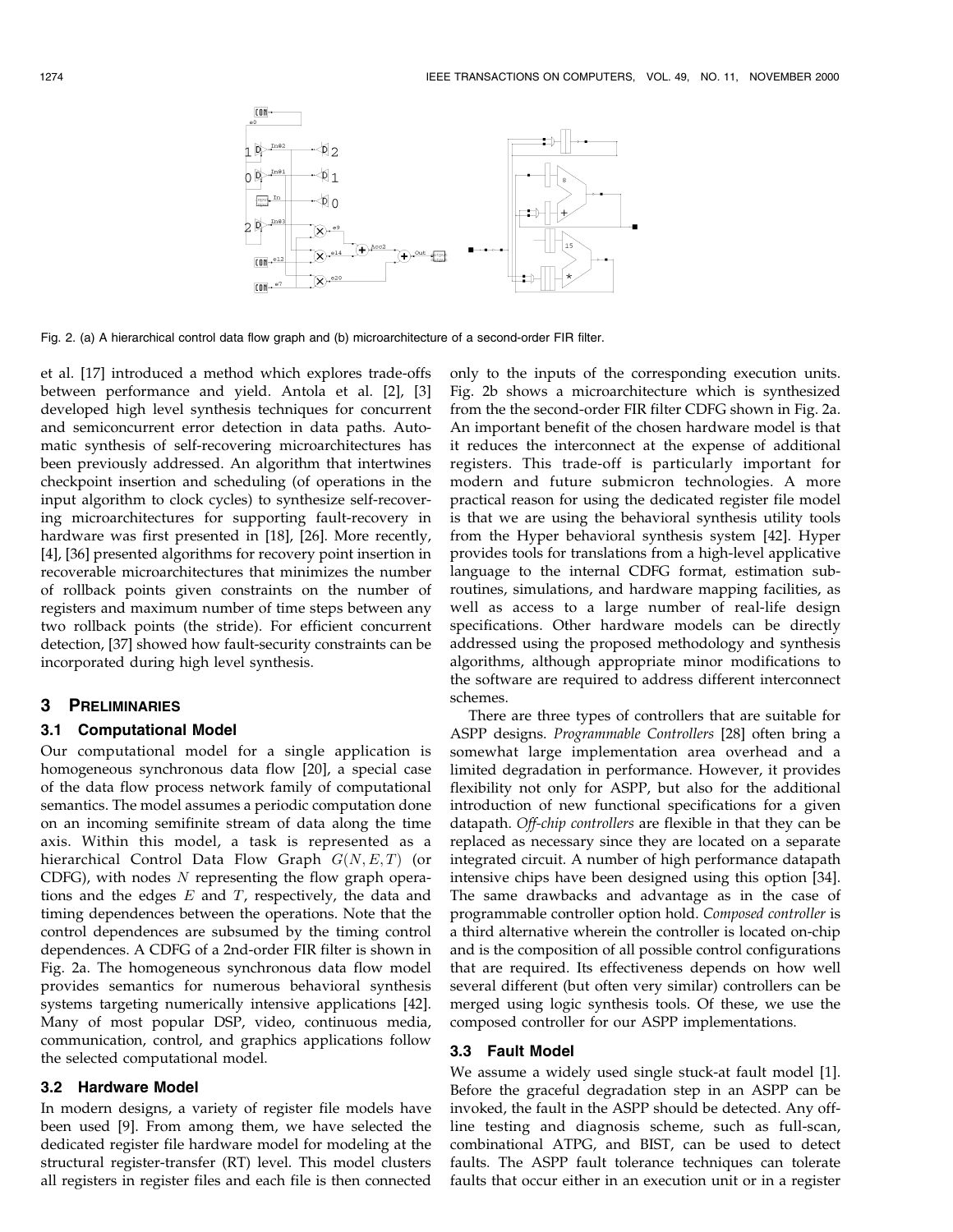Fig. 2. (a) A hierarchical control data flow graph and (b) microarchitecture of a second-order FIR filter.

et al. [17] introduced a method which explores trade-offs between performance and yield. Antola et al. [2], [3] developed high level synthesis techniques for concurrent and semiconcurrent error detection in data paths. Automatic synthesis of self-recovering microarchitectures has been previously addressed. An algorithm that intertwines checkpoint insertion and scheduling (of operations in the input algorithm to clock cycles) to synthesize self-recovering microarchitectures for supporting fault-recovery in hardware was first presented in [18], [26]. More recently, [4], [36] presented algorithms for recovery point insertion in recoverable microarchitectures that minimizes the number of rollback points given constraints on the number of registers and maximum number of time steps between any two rollback points (the stride). For efficient concurrent detection, [37] showed how fault-security constraints can be incorporated during high level synthesis.

## 3 Preliminaries

### 3.1 Computational Model

Our computational model for a single application is homogeneous synchronous data flow [20], a special case of the data flow process network family of computational semantics. The model assumes a periodic computation done on an incoming semifinite stream of data along the time axis. Within this model, a task is represented as a hierarchical Control Data Flow Graph $G(N, E, T)$ (or CDFG), with nodes $N$ representing the flow graph operations and the edges $E$ and $T$, respectively, the data and timing dependences between the operations. Note that the control dependences are subsumed by the timing control dependences. A CDFG of a 2nd-order FIR filter is shown in Fig. 2a. The homogeneous synchronous data flow model provides semantics for numerous behavioral synthesis systems targeting numerically intensive applications [42]. Many of most popular DSP, video, continuous media, communication, control, and graphics applications follow the selected computational model.

### 3.2 Hardware Model

In modern designs, a variety of register file models have been used [9]. From among them, we have selected the dedicated register file hardware model for modeling at the structural register-transfer (RT) level. This model clusters all registers in register files and each file is then connected only to the inputs of the corresponding execution units. Fig. 2b shows a microarchitecture which is synthesized from the the second-order FIR filter CDFG shown in Fig. 2a. An important benefit of the chosen hardware model is that it reduces the interconnect at the expense of additional registers. This trade-off is particularly important for modern and future submicron technologies. A more practical reason for using the dedicated register file model is that we are using the behavioral synthesis utility tools from the Hyper behavioral synthesis system [42]. Hyper provides tools for translations from a high-level applicative language to the internal CDFG format, estimation subroutines, simulations, and hardware mapping facilities, as well as access to a large number of real-life design specifications. Other hardware models can be directly addressed using the proposed methodology and synthesis algorithms, although appropriate minor modifications to the software are required to address different interconnect schemes.

There are three types of controllers that are suitable for ASPP designs. *Programmable Controllers* [28] often bring a somewhat large implementation area overhead and a limited degradation in performance. However, it provides flexibility not only for ASPP, but also for the additional introduction of new functional specifications for a given datapath. *Off-chip controllers* are flexible in that they can be replaced as necessary since they are located on a separate integrated circuit. A number of high performance datapath intensive chips have been designed using this option [34]. The same drawbacks and advantage as in the case of programmable controller option hold. *Composed controller* is a third alternative wherein the controller is located on-chip and is the composition of all possible control configurations that are required. Its effectiveness depends on how well several different (but often very similar) controllers can be merged using logic synthesis tools. Of these, we use the composed controller for our ASPP implementations.

### 3.3 Fault Model

We assume a widely used single stuck-at fault model [1]. Before the graceful degradation step in an ASPP can be invoked, the fault in the ASPP should be detected. Any off-line testing and diagnosis scheme, such as full-scan, combinational ATPG, and BIST, can be used to detect faults. The ASPP fault tolerance techniques can tolerate faults that occur either in an execution unit or in a register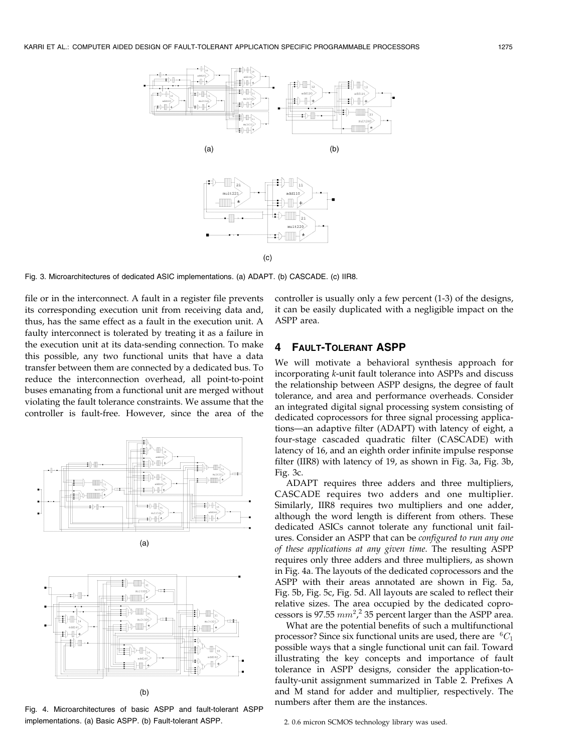Fig. 3. Microarchitectures of dedicated ASIC implementations. (a) ADAPT. (b) CASCADE. (c) IIR8.

file or in the interconnect. A fault in a register file prevents its corresponding execution unit from receiving data and, thus, has the same effect as a fault in the execution unit. A faulty interconnect is tolerated by treating it as a failure in the execution unit at its data-sending connection. To make this possible, any two functional units that have a data transfer between them are connected by a dedicated bus. To reduce the interconnection overhead, all point-to-point buses emanating from a functional unit are merged without violating the fault tolerance constraints. We assume that the controller is fault-free. However, since the area of the controller is usually only a few percent (1-3) of the designs, it can be easily duplicated with a negligible impact on the ASPP area.

Fig. 4. Microarchitectures of basic ASPP and fault-tolerant ASPP implementations. (a) Basic ASPP. (b) Fault-tolerant ASPP.

## 4 Fault-Tolerant ASPP

We will motivate a behavioral synthesis approach for incorporating *k*-unit fault tolerance into ASPPs and discuss the relationship between ASPP designs, the degree of fault tolerance, and area and performance overheads. Consider an integrated digital signal processing system consisting of dedicated coprocessors for three signal processing applications—an adaptive filter (ADAPT) with latency of eight, a four-stage cascaded quadratic filter (CASCADE) with latency of 16, and an eighth order infinite impulse response filter (IIR8) with latency of 19, as shown in Fig. 3a, Fig. 3b, Fig. 3c.

ADAPT requires three adders and three multipliers, CASCADE requires two adders and one multiplier. Similarly, IIR8 requires two multipliers and one adder, although the word length is different from others. These dedicated ASICs cannot tolerate any functional unit failures. Consider an ASPP that can be *configured to run any one of these applications at any given time.* The resulting ASPP requires only three adders and three multipliers, as shown in Fig. 4a. The layouts of the dedicated coprocessors and the ASPP with their areas annotated are shown in Fig. 5a, Fig. 5b, Fig. 5c, Fig. 5d. All layouts are scaled to reflect their relative sizes. The area occupied by the dedicated coprocessors is 97.55 $mm^2$,[2] 35 percent larger than the ASPP area.

What are the potential benefits of such a multifunctional processor? Since six functional units are used, there are ${}^6C_1$ possible ways that a single functional unit can fail. Toward illustrating the key concepts and importance of fault tolerance in ASPP designs, consider the application-to-faulty-unit assignment summarized in Table 2. Prefixes A and M stand for adder and multiplier, respectively. The numbers after them are the instances.

2. 0.6 micron SCMOS technology library was used.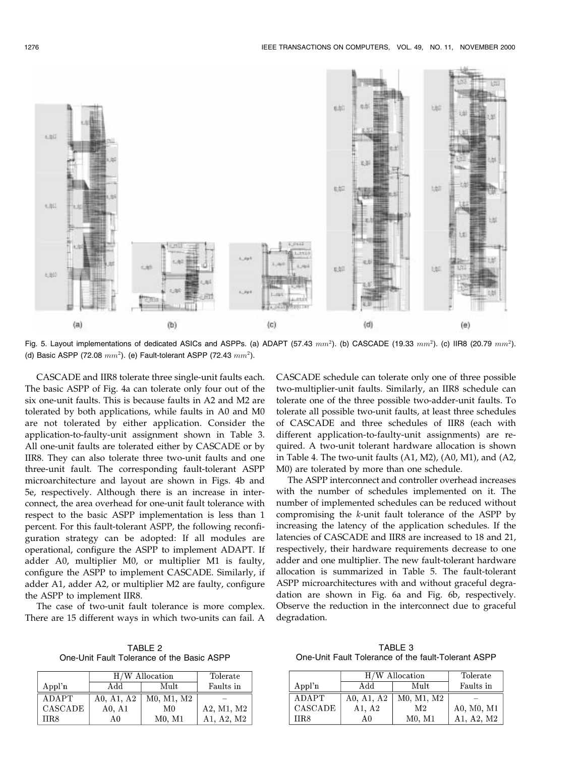Fig. 5. Layout implementations of dedicated ASICs and ASPPs. (a) ADAPT (57.43 $mm^2$). (b) CASCADE (19.33 $mm^2$). (c) IIR8 (20.79 $mm^2$). (d) Basic ASPP (72.08 $mm^2$). (e) Fault-tolerant ASPP (72.43 $mm^2$).

CASCADE and IIR8 tolerate three single-unit faults each. The basic ASPP of Fig. 4a can tolerate only four out of the six one-unit faults. This is because faults in A2 and M2 are tolerated by both applications, while faults in A0 and M0 are not tolerated by either application. Consider the application-to-faulty-unit assignment shown in Table 3. All one-unit faults are tolerated either by CASCADE or by IIR8. They can also tolerate three two-unit faults and one three-unit fault. The corresponding fault-tolerant ASPP microarchitecture and layout are shown in Figs. 4b and 5e, respectively. Although there is an increase in interconnect, the area overhead for one-unit fault tolerance with respect to the basic ASPP implementation is less than 1 percent. For this fault-tolerant ASPP, the following reconfiguration strategy can be adopted: If all modules are operational, configure the ASPP to implement ADAPT. If adder A0, multiplier M0, or multiplier M1 is faulty, configure the ASPP to implement CASCADE. Similarly, if adder A1, adder A2, or multiplier M2 are faulty, configure the ASPP to implement IIR8.

The case of two-unit fault tolerance is more complex. There are 15 different ways in which two-units can fail. A CASCADE schedule can tolerate only one of three possible two-multiplier-unit faults. Similarly, an IIR8 schedule can tolerate one of the three possible two-adder-unit faults. To tolerate all possible two-unit faults, at least three schedules of CASCADE and three schedules of IIR8 (each with different application-to-faulty-unit assignments) are required. A two-unit tolerant hardware allocation is shown in Table 4. The two-unit faults (A1, M2), (A0, M1), and (A2, M0) are tolerated by more than one schedule.

The ASPP interconnect and controller overhead increases with the number of schedules implemented on it. The number of implemented schedules can be reduced without compromising the $k$-unit fault tolerance of the ASPP by increasing the latency of the application schedules. If the latencies of CASCADE and IIR8 are increased to 18 and 21, respectively, their hardware requirements decrease to one adder and one multiplier. The new fault-tolerant hardware allocation is summarized in Table 5. The fault-tolerant ASPP microarchitectures with and without graceful degradation are shown in Fig. 6a and Fig. 6b, respectively. Observe the reduction in the interconnect due to graceful degradation.

TABLE 2
One-Unit Fault Tolerance of the Basic ASPP

| | H/W Allocation | | Tolerate |
|---|---|---|---|
| Appl'n | Add | Mult | Faults in |
| ADAPT | A0, A1, A2 | M0, M1, M2 | – |
| CASCADE | A0, A1 | M0 | A2, M1, M2 |
| IIR8 | A0 | M0, M1 | A1, A2, M2 |

TABLE 3
One-Unit Fault Tolerance of the fault-Tolerant ASPP

| | H/W Allocation | | Tolerate |
|---|---|---|---|
| Appl'n | Add | Mult | Faults in |
| ADAPT | A0, A1, A2 | M0, M1, M2 | – |
| CASCADE | A1, A2 | M2 | A0, M0, M1 |
| IIR8 | A0 | M0, M1 | A1, A2, M2 |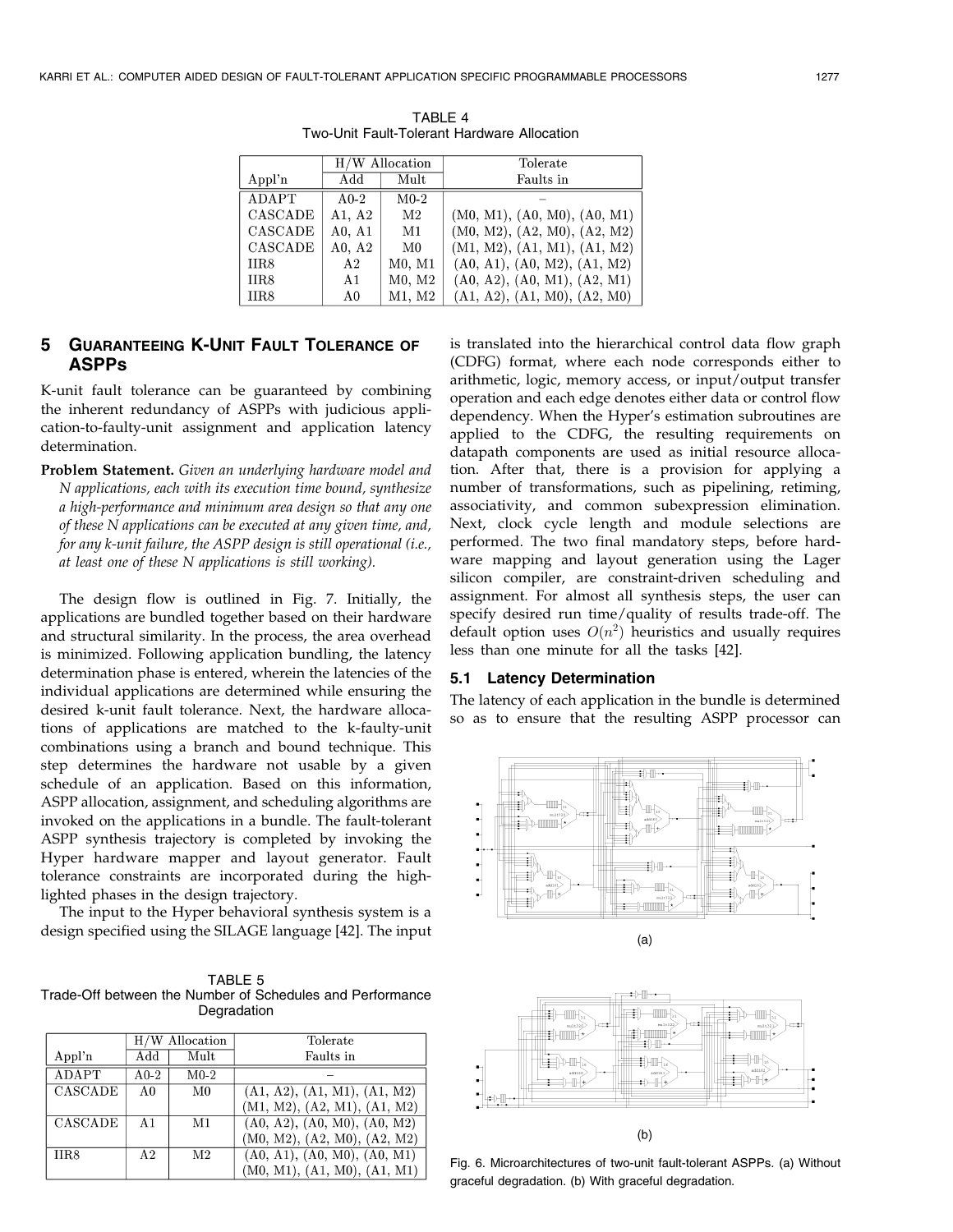TABLE 4
Two-Unit Fault-Tolerant Hardware Allocation

| Appl'n | H/W Allocation Add | Mult | Tolerate Faults in |
|---|---|---|---|
| ADAPT | A0-2 | M0-2 | – |
| CASCADE | A1, A2 | M2 | (M0, M1), (A0, M0), (A0, M1) |
| CASCADE | A0, A1 | M1 | (M0, M2), (A2, M0), (A2, M2) |
| CASCADE | A0, A2 | M0 | (M1, M2), (A1, M1), (A1, M2) |
| IIR8 | A2 | M0, M1 | (A0, A1), (A0, M2), (A1, M2) |
| IIR8 | A1 | M0, M2 | (A0, A2), (A0, M1), (A2, M1) |
| IIR8 | A0 | M1, M2 | (A1, A2), (A1, M0), (A2, M0) |

## 5 Guaranteeing K-Unit Fault Tolerance of ASPPs

K-unit fault tolerance can be guaranteed by combining the inherent redundancy of ASPPs with judicious application-to-faulty-unit assignment and application latency determination.

**Problem Statement.** *Given an underlying hardware model and N applications, each with its execution time bound, synthesize a high-performance and minimum area design so that any one of these N applications can be executed at any given time, and, for any k-unit failure, the ASPP design is still operational (i.e., at least one of these N applications is still working).*

The design flow is outlined in Fig. 7. Initially, the applications are bundled together based on their hardware and structural similarity. In the process, the area overhead is minimized. Following application bundling, the latency determination phase is entered, wherein the latencies of the individual applications are determined while ensuring the desired k-unit fault tolerance. Next, the hardware allocations of applications are matched to the k-faulty-unit combinations using a branch and bound technique. This step determines the hardware not usable by a given schedule of an application. Based on this information, ASPP allocation, assignment, and scheduling algorithms are invoked on the applications in a bundle. The fault-tolerant ASPP synthesis trajectory is completed by invoking the Hyper hardware mapper and layout generator. Fault tolerance constraints are incorporated during the highlighted phases in the design trajectory.

The input to the Hyper behavioral synthesis system is a design specified using the SILAGE language [42]. The input is translated into the hierarchical control data flow graph (CDFG) format, where each node corresponds either to arithmetic, logic, memory access, or input/output transfer operation and each edge denotes either data or control flow dependency. When the Hyper's estimation subroutines are applied to the CDFG, the resulting requirements on datapath components are used as initial resource allocation. After that, there is a provision for applying a number of transformations, such as pipelining, retiming, associativity, and common subexpression elimination. Next, clock cycle length and module selections are performed. The two final mandatory steps, before hardware mapping and layout generation using the Lager silicon compiler, are constraint-driven scheduling and assignment. For almost all synthesis steps, the user can specify desired run time/quality of results trade-off. The default option uses $O(n^2)$ heuristics and usually requires less than one minute for all the tasks [42].

TABLE 5
Trade-Off between the Number of Schedules and Performance Degradation

| Appl'n | H/W Allocation Add | Mult | Tolerate Faults in |
|---|---|---|---|
| ADAPT | A0-2 | M0-2 | – |
| CASCADE | A0 | M0 | (A1, A2), (A1, M1), (A1, M2) (M1, M2), (A2, M1), (A1, M2) |
| CASCADE | A1 | M1 | (A0, A2), (A0, M0), (A0, M2) (M0, M2), (A2, M0), (A2, M2) |
| IIR8 | A2 | M2 | (A0, A1), (A0, M0), (A0, M1) (M0, M1), (A1, M0), (A1, M1) |

### 5.1 Latency Determination

The latency of each application in the bundle is determined so as to ensure that the resulting ASPP processor can

(a)

(b)

Fig. 6. Microarchitectures of two-unit fault-tolerant ASPPs. (a) Without graceful degradation. (b) With graceful degradation.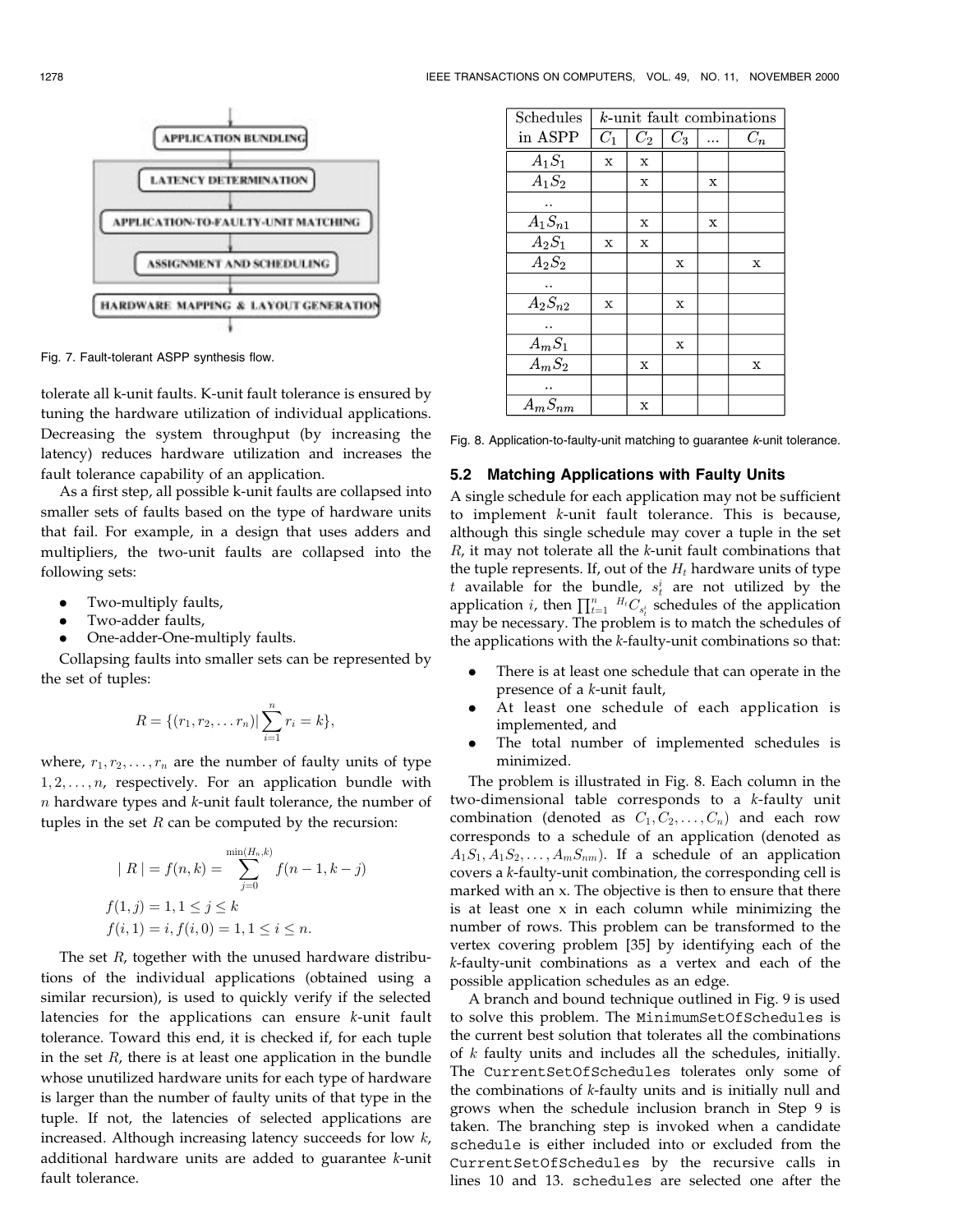Fig. 7. Fault-tolerant ASPP synthesis flow.

tolerate all k-unit faults. K-unit fault tolerance is ensured by tuning the hardware utilization of individual applications. Decreasing the system throughput (by increasing the latency) reduces hardware utilization and increases the fault tolerance capability of an application.

As a first step, all possible k-unit faults are collapsed into smaller sets of faults based on the type of hardware units that fail. For example, in a design that uses adders and multipliers, the two-unit faults are collapsed into the following sets:

- Two-multiply faults,
- Two-adder faults,
- One-adder-One-multiply faults.

Collapsing faults into smaller sets can be represented by the set of tuples:

$$R = \{(r_1, r_2, \dots r_n) | \sum_{i=1}^{n} r_i = k\},$$

where, $r_1, r_2, \dots, r_n$ are the number of faulty units of type $1, 2, \dots, n$, respectively. For an application bundle with $n$ hardware types and $k$-unit fault tolerance, the number of tuples in the set $R$ can be computed by the recursion:

$$| R | = f(n, k) = \sum_{j=0}^{\min(H_n, k)} f(n-1, k-j)$$

$$f(1, j) = 1, 1 \leq j \leq k$$

$$f(i, 1) = i, f(i, 0) = 1, 1 \leq i \leq n.$$

The set $R$, together with the unused hardware distributions of the individual applications (obtained using a similar recursion), is used to quickly verify if the selected latencies for the applications can ensure $k$-unit fault tolerance. Toward this end, it is checked if, for each tuple in the set $R$, there is at least one application in the bundle whose unutilized hardware units for each type of hardware is larger than the number of faulty units of that type in the tuple. If not, the latencies of selected applications are increased. Although increasing latency succeeds for low $k$, additional hardware units are added to guarantee $k$-unit fault tolerance.

| Schedules in ASPP | $k$-unit fault combinations | | | | |
|---|---|---|---|---|---|
| | $C_1$ | $C_2$ | $C_3$ | ... | $C_n$ |
| $A_1S_1$ | x | x | | | |
| $A_1S_2$ | | x | | x | |
| .. | | | | | |
| $A_1S_{n1}$ | | x | | x | |
| $A_2S_1$ | x | x | | | |
| $A_2S_2$ | | | x | | x |
| .. | | | | | |
| $A_2S_{n2}$ | x | | x | | |
| .. | | | | | |
| $A_mS_1$ | | | x | | |
| $A_mS_2$ | | x | | | x |
| .. | | | | | |
| $A_mS_{nm}$ | | x | | | |

Fig. 8. Application-to-faulty-unit matching to guarantee $k$-unit tolerance.

### 5.2 Matching Applications with Faulty Units

A single schedule for each application may not be sufficient to implement $k$-unit fault tolerance. This is because, although this single schedule may cover a tuple in the set $R$, it may not tolerate all the $k$-unit fault combinations that the tuple represents. If, out of the $H_t$ hardware units of type $t$ available for the bundle, $s_t^i$ are not utilized by the application $i$, then $\prod_{t=1}^{n} {}^{H_t}C_{s_t^i}$ schedules of the application may be necessary. The problem is to match the schedules of the applications with the $k$-faulty-unit combinations so that:

- There is at least one schedule that can operate in the presence of a $k$-unit fault,
- At least one schedule of each application is implemented, and
- The total number of implemented schedules is minimized.

The problem is illustrated in Fig. 8. Each column in the two-dimensional table corresponds to a $k$-faulty unit combination (denoted as $C_1, C_2, \dots, C_n$) and each row corresponds to a schedule of an application (denoted as $A_1S_1, A_1S_2, \dots, A_mS_{nm}$). If a schedule of an application covers a $k$-faulty-unit combination, the corresponding cell is marked with an x. The objective is then to ensure that there is at least one x in each column while minimizing the number of rows. This problem can be transformed to the vertex covering problem [35] by identifying each of the $k$-faulty-unit combinations as a vertex and each of the possible application schedules as an edge.

A branch and bound technique outlined in Fig. 9 is used to solve this problem. The `MinimumSetOfSchedules` is the current best solution that tolerates all the combinations of $k$ faulty units and includes all the schedules, initially. The `CurrentSetOfSchedules` tolerates only some of the combinations of $k$-faulty units and is initially null and grows when the schedule inclusion branch in Step 9 is taken. The branching step is invoked when a candidate `schedule` is either included into or excluded from the `CurrentSetOfSchedules` by the recursive calls in lines 10 and 13. `schedules` are selected one after the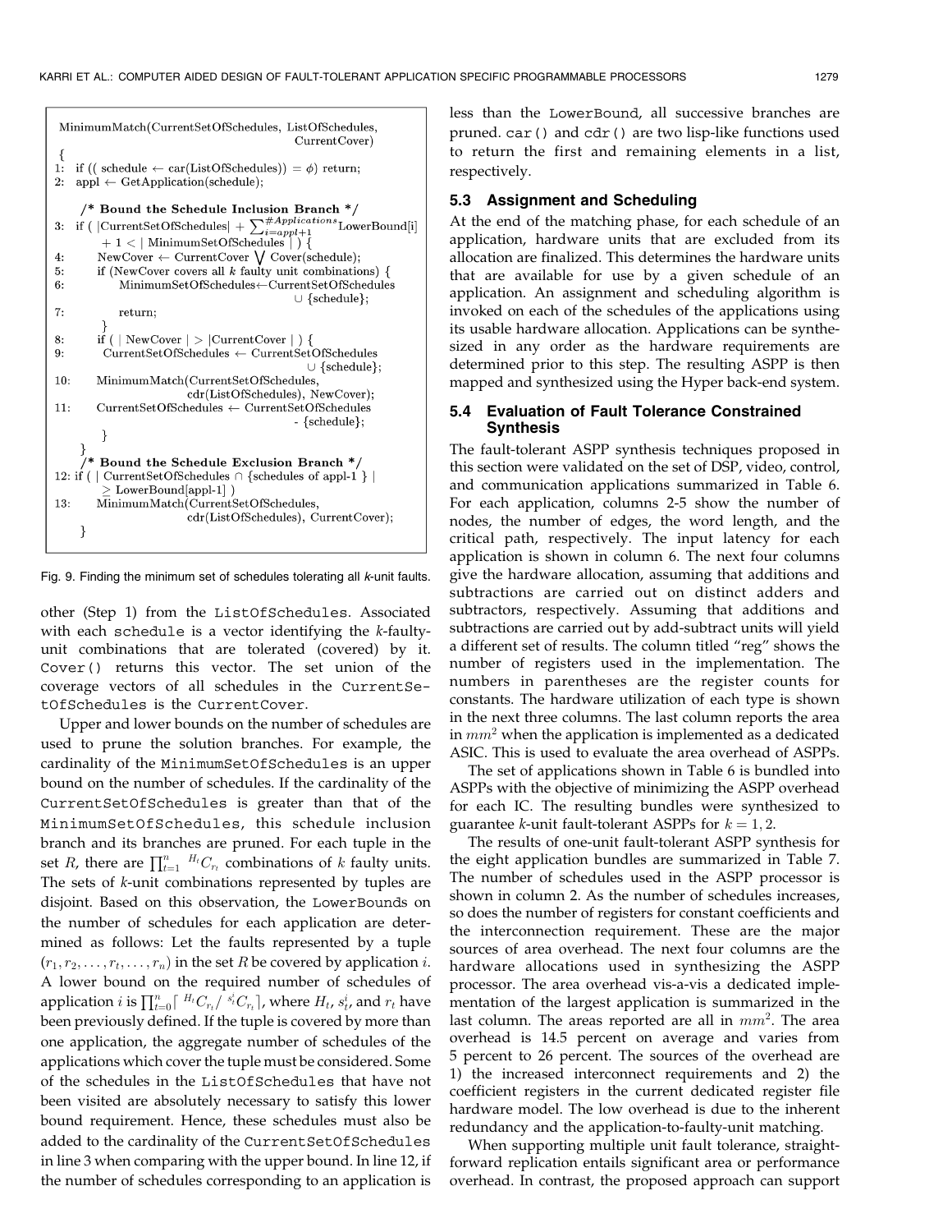```
MinimumMatch(CurrentSetOfSchedules, ListOfSchedules,
                                                    CurrentCover)
{
1:  if (( schedule ← car(ListOfSchedules)) = φ) return;
2:  appl ← GetApplication(schedule);

    /* Bound the Schedule Inclusion Branch */
3:  if ( |CurrentSetOfSchedules| + Σ_{i=appl+1}^{#Applications} LowerBound[i]
        + 1 < | MinimumSetOfSchedules | ) {
4:      NewCover ← CurrentCover ⋁ Cover(schedule);
5:      if (NewCover covers all k faulty unit combinations) {
6:          MinimumSetOfSchedules←CurrentSetOfSchedules
                                              ∪ {schedule};
7:          return;
        }
8:      if ( | NewCover | > |CurrentCover | ) {
9:          CurrentSetOfSchedules ← CurrentSetOfSchedules
                                              ∪ {schedule};
10:     MinimumMatch(CurrentSetOfSchedules,
                        cdr(ListOfSchedules), NewCover);
11:     CurrentSetOfSchedules ← CurrentSetOfSchedules
                                              - {schedule};
        }
    }
    /* Bound the Schedule Exclusion Branch */
12: if ( | CurrentSetOfSchedules ∩ {schedules of appl-1 } |
        ≥ LowerBound[appl-1] )
13:     MinimumMatch(CurrentSetOfSchedules,
                        cdr(ListOfSchedules), CurrentCover);
}
```

Fig. 9. Finding the minimum set of schedules tolerating all $k$-unit faults.

other (Step 1) from the ListOfSchedules. Associated with each schedule is a vector identifying the $k$-faulty-unit combinations that are tolerated (covered) by it. Cover() returns this vector. The set union of the coverage vectors of all schedules in the CurrentSetOfSchedules is the CurrentCover.

Upper and lower bounds on the number of schedules are used to prune the solution branches. For example, the cardinality of the MinimumSetOfSchedules is an upper bound on the number of schedules. If the cardinality of the CurrentSetOfSchedules is greater than that of the MinimumSetOfSchedules, this schedule inclusion branch and its branches are pruned. For each tuple in the set $R$, there are $\prod_{t=1}^{n} {}^{H_t}C_{r_t}$ combinations of $k$ faulty units. The sets of $k$-unit combinations represented by tuples are disjoint. Based on this observation, the LowerBounds on the number of schedules for each application are determined as follows: Let the faults represented by a tuple $(r_1, r_2, \ldots, r_t, \ldots, r_n)$ in the set $R$ be covered by application $i$. A lower bound on the required number of schedules of application $i$ is $\prod_{t=0}^{n} \lceil {}^{H_t}C_{r_t} / {}^{s_t^i}C_{r_t} \rceil$, where $H_t$, $s_t^i$, and $r_t$ have been previously defined. If the tuple is covered by more than one application, the aggregate number of schedules of the applications which cover the tuple must be considered. Some of the schedules in the ListOfSchedules that have not been visited are absolutely necessary to satisfy this lower bound requirement. Hence, these schedules must also be added to the cardinality of the CurrentSetOfSchedules in line 3 when comparing with the upper bound. In line 12, if the number of schedules corresponding to an application is less than the LowerBound, all successive branches are pruned. car() and cdr() are two lisp-like functions used to return the first and remaining elements in a list, respectively.

### 5.3 Assignment and Scheduling

At the end of the matching phase, for each schedule of an application, hardware units that are excluded from its allocation are finalized. This determines the hardware units that are available for use by a given schedule of an application. An assignment and scheduling algorithm is invoked on each of the schedules of the applications using its usable hardware allocation. Applications can be synthesized in any order as the hardware requirements are determined prior to this step. The resulting ASPP is then mapped and synthesized using the Hyper back-end system.

### 5.4 Evaluation of Fault Tolerance Constrained Synthesis

The fault-tolerant ASPP synthesis techniques proposed in this section were validated on the set of DSP, video, control, and communication applications summarized in Table 6. For each application, columns 2-5 show the number of nodes, the number of edges, the word length, and the critical path, respectively. The input latency for each application is shown in column 6. The next four columns give the hardware allocation, assuming that additions and subtractions are carried out on distinct adders and subtractors, respectively. Assuming that additions and subtractions are carried out by add-subtract units will yield a different set of results. The column titled "reg" shows the number of registers used in the implementation. The numbers in parentheses are the register counts for constants. The hardware utilization of each type is shown in the next three columns. The last column reports the area in $mm^2$ when the application is implemented as a dedicated ASIC. This is used to evaluate the area overhead of ASPPs.

The set of applications shown in Table 6 is bundled into ASPPs with the objective of minimizing the ASPP overhead for each IC. The resulting bundles were synthesized to guarantee $k$-unit fault-tolerant ASPPs for $k = 1, 2$.

The results of one-unit fault-tolerant ASPP synthesis for the eight application bundles are summarized in Table 7. The number of schedules used in the ASPP processor is shown in column 2. As the number of schedules increases, so does the number of registers for constant coefficients and the interconnection requirement. These are the major sources of area overhead. The next four columns are the hardware allocations used in synthesizing the ASPP processor. The area overhead vis-a-vis a dedicated implementation of the largest application is summarized in the last column. The areas reported are all in $mm^2$. The area overhead is 14.5 percent on average and varies from 5 percent to 26 percent. The sources of the overhead are 1) the increased interconnect requirements and 2) the coefficient registers in the current dedicated register file hardware model. The low overhead is due to the inherent redundancy and the application-to-faulty-unit matching.

When supporting multiple unit fault tolerance, straightforward replication entails significant area or performance overhead. In contrast, the proposed approach can support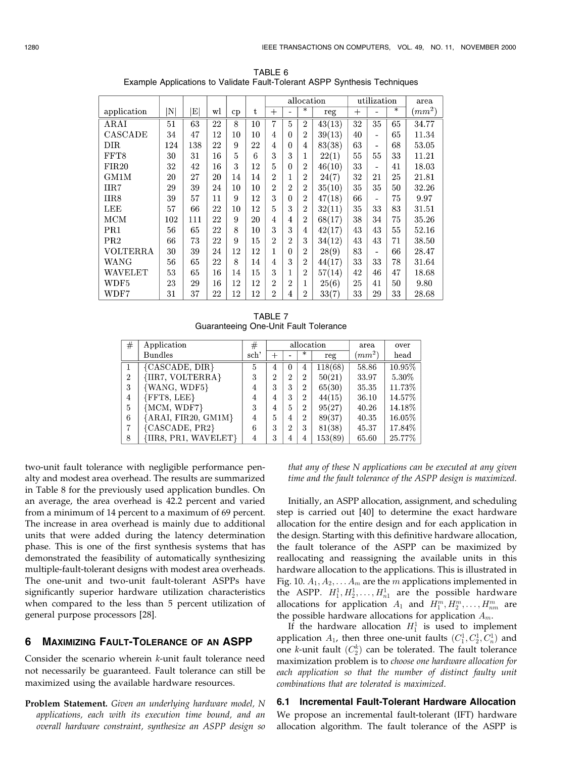TABLE 6
Example Applications to Validate Fault-Tolerant ASPP Synthesis Techniques

| application | \|N\| | \|E\| | wl | cp | t | allocation | | | | utilization | | | area |
|---|---|---|---|---|---|---|---|---|---|---|---|---|---|
| | | | | | | + | - | * | reg | + | - | * | $(mm^2)$ |
| ARAI | 51 | 63 | 22 | 8 | 10 | 7 | 5 | 2 | 43(13) | 32 | 35 | 65 | 34.77 |
| CASCADE | 34 | 47 | 12 | 10 | 10 | 4 | 0 | 2 | 39(13) | 40 | - | 65 | 11.34 |
| DIR | 124 | 138 | 22 | 9 | 22 | 4 | 0 | 4 | 83(38) | 63 | - | 68 | 53.05 |
| FFT8 | 30 | 31 | 16 | 5 | 6 | 3 | 3 | 1 | 22(1) | 55 | 55 | 33 | 11.21 |
| FIR20 | 32 | 42 | 16 | 3 | 12 | 5 | 0 | 2 | 46(10) | 33 | - | 41 | 18.03 |
| GM1M | 20 | 27 | 20 | 14 | 14 | 2 | 1 | 2 | 24(7) | 32 | 21 | 25 | 21.81 |
| IIR7 | 29 | 39 | 24 | 10 | 10 | 2 | 2 | 2 | 35(10) | 35 | 35 | 50 | 32.26 |
| IIR8 | 39 | 57 | 11 | 9 | 12 | 3 | 0 | 2 | 47(18) | 66 | - | 75 | 9.97 |
| LEE | 57 | 66 | 22 | 10 | 12 | 5 | 3 | 2 | 32(11) | 35 | 33 | 83 | 31.51 |
| MCM | 102 | 111 | 22 | 9 | 20 | 4 | 4 | 2 | 68(17) | 38 | 34 | 75 | 35.26 |
| PR1 | 56 | 65 | 22 | 8 | 10 | 3 | 3 | 4 | 42(17) | 43 | 43 | 55 | 52.16 |
| PR2 | 66 | 73 | 22 | 9 | 15 | 2 | 2 | 3 | 34(12) | 43 | 43 | 71 | 38.50 |
| VOLTERRA | 30 | 39 | 24 | 12 | 12 | 1 | 0 | 2 | 28(9) | 83 | - | 66 | 28.47 |
| WANG | 56 | 65 | 22 | 8 | 14 | 4 | 3 | 2 | 44(17) | 33 | 33 | 78 | 31.64 |
| WAVELET | 53 | 65 | 16 | 14 | 15 | 3 | 1 | 2 | 57(14) | 42 | 46 | 47 | 18.68 |
| WDF5 | 23 | 29 | 16 | 12 | 12 | 2 | 2 | 1 | 25(6) | 25 | 41 | 50 | 9.80 |
| WDF7 | 31 | 37 | 22 | 12 | 12 | 2 | 4 | 2 | 33(7) | 33 | 29 | 33 | 28.68 |

TABLE 7
Guaranteeing One-Unit Fault Tolerance

| # | Application Bundles | # sch' | allocation | | | | area | over head |
|---|---|---|---|---|---|---|---|---|
| | | | + | - | * | reg | $(mm^2)$ | |
| 1 | {CASCADE, DIR} | 5 | 4 | 0 | 4 | 118(68) | 58.86 | 10.95% |
| 2 | {IIR7, VOLTERRA} | 3 | 2 | 2 | 2 | 50(21) | 33.97 | 5.30% |
| 3 | {WANG, WDF5} | 4 | 3 | 3 | 2 | 65(30) | 35.35 | 11.73% |
| 4 | {FFT8, LEE} | 4 | 4 | 3 | 2 | 44(15) | 36.10 | 14.57% |
| 5 | {MCM, WDF7} | 3 | 4 | 5 | 2 | 95(27) | 40.26 | 14.18% |
| 6 | {ARAI, FIR20, GM1M} | 4 | 5 | 4 | 2 | 89(37) | 40.35 | 16.05% |
| 7 | {CASCADE, PR2} | 6 | 3 | 2 | 3 | 81(38) | 45.37 | 17.84% |
| 8 | {IIR8, PR1, WAVELET} | 4 | 3 | 4 | 4 | 153(89) | 65.60 | 25.77% |

two-unit fault tolerance with negligible performance penalty and modest area overhead. The results are summarized in Table 8 for the previously used application bundles. On an average, the area overhead is 42.2 percent and varied from a minimum of 14 percent to a maximum of 69 percent. The increase in area overhead is mainly due to additional units that were added during the latency determination phase. This is one of the first synthesis systems that has demonstrated the feasibility of automatically synthesizing multiple-fault-tolerant designs with modest area overheads. The one-unit and two-unit fault-tolerant ASPPs have significantly superior hardware utilization characteristics when compared to the less than 5 percent utilization of general purpose processors [28].

## 6 Maximizing Fault-Tolerance of an ASPP

Consider the scenario wherein $k$-unit fault tolerance need not necessarily be guaranteed. Fault tolerance can still be maximized using the available hardware resources.

**Problem Statement.** *Given an underlying hardware model, N applications, each with its execution time bound, and an overall hardware constraint, synthesize an ASPP design so that any of these N applications can be executed at any given time and the fault tolerance of the ASPP design is maximized.*

Initially, an ASPP allocation, assignment, and scheduling step is carried out [40] to determine the exact hardware allocation for the entire design and for each application in the design. Starting with this definitive hardware allocation, the fault tolerance of the ASPP can be maximized by reallocating and reassigning the available units in this hardware allocation to the applications. This is illustrated in Fig. 10. $A_1, A_2, \ldots A_m$ are the $m$ applications implemented in the ASPP. $H_1^1, H_2^1, \ldots, H_{n1}^1$ are the possible hardware allocations for application $A_1$ and $H_1^m, H_2^m, \ldots, H_{nm}^m$ are the possible hardware allocations for application $A_m$.

If the hardware allocation $H_1^1$ is used to implement application $A_1$, then three one-unit faults $(C_1^1, C_2^1, C_n^1)$ and one $k$-unit fault $(C_2^k)$ can be tolerated. The fault tolerance maximization problem is to *choose one hardware allocation for each application so that the number of distinct faulty unit combinations that are tolerated is maximized.*

### 6.1 Incremental Fault-Tolerant Hardware Allocation

We propose an incremental fault-tolerant (IFT) hardware allocation algorithm. The fault tolerance of the ASPP is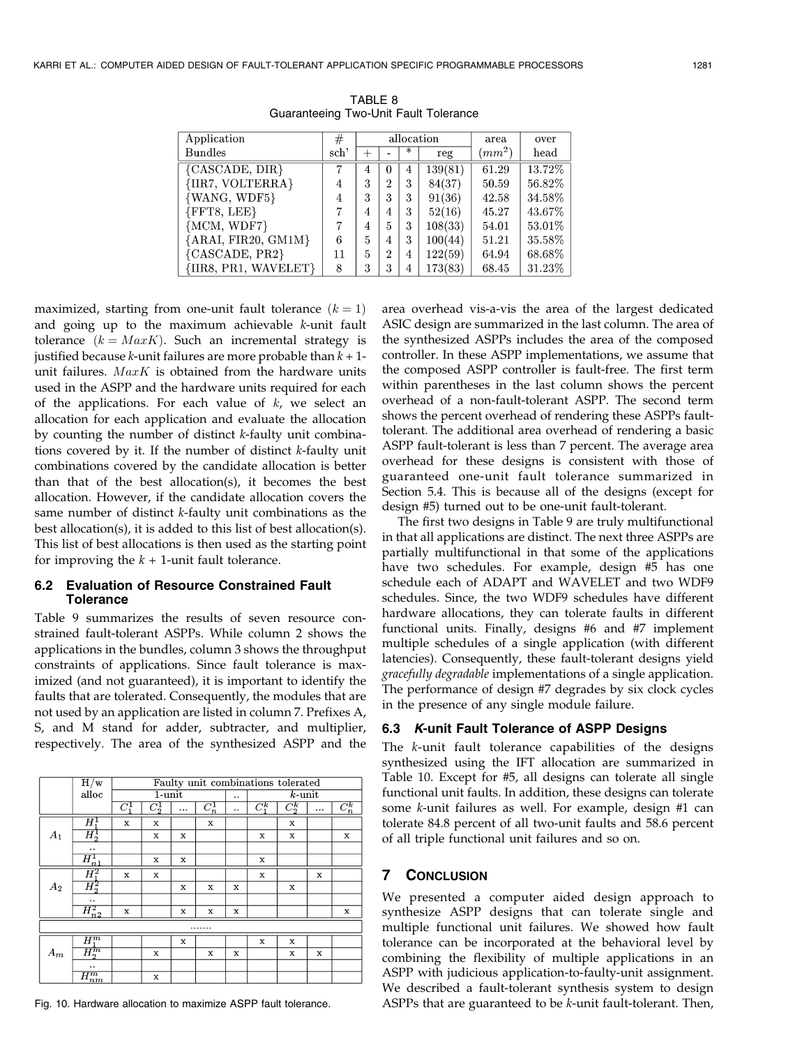TABLE 8
Guaranteeing Two-Unit Fault Tolerance

| Application Bundles | # sch' | allocation + | allocation - | allocation * | allocation reg | area ($mm^2$) | over head |
|---|---|---|---|---|---|---|---|
| {CASCADE, DIR} | 7 | 4 | 0 | 4 | 139(81) | 61.29 | 13.72% |
| {IIR7, VOLTERRA} | 4 | 3 | 2 | 3 | 84(37) | 50.59 | 56.82% |
| {WANG, WDF5} | 4 | 3 | 3 | 3 | 91(36) | 42.58 | 34.58% |
| {FFT8, LEE} | 7 | 4 | 4 | 3 | 52(16) | 45.27 | 43.67% |
| {MCM, WDF7} | 7 | 4 | 5 | 3 | 108(33) | 54.01 | 53.01% |
| {ARAI, FIR20, GM1M} | 6 | 5 | 4 | 3 | 100(44) | 51.21 | 35.58% |
| {CASCADE, PR2} | 11 | 5 | 2 | 4 | 122(59) | 64.94 | 68.68% |
| {IIR8, PR1, WAVELET} | 8 | 3 | 3 | 4 | 173(83) | 68.45 | 31.23% |

maximized, starting from one-unit fault tolerance ($k = 1$) and going up to the maximum achievable $k$-unit fault tolerance ($k = MaxK$). Such an incremental strategy is justified because $k$-unit failures are more probable than $k + 1$-unit failures. $MaxK$ is obtained from the hardware units used in the ASPP and the hardware units required for each of the applications. For each value of $k$, we select an allocation for each application and evaluate the allocation by counting the number of distinct $k$-faulty unit combinations covered by it. If the number of distinct $k$-faulty unit combinations covered by the candidate allocation is better than that of the best allocation(s), it becomes the best allocation. However, if the candidate allocation covers the same number of distinct $k$-faulty unit combinations as the best allocation(s), it is added to this list of best allocation(s). This list of best allocations is then used as the starting point for improving the $k + 1$-unit fault tolerance.

### 6.2 Evaluation of Resource Constrained Fault Tolerance

Table 9 summarizes the results of seven resource constrained fault-tolerant ASPPs. While column 2 shows the applications in the bundles, column 3 shows the throughput constraints of applications. Since fault tolerance is maximized (and not guaranteed), it is important to identify the faults that are tolerated. Consequently, the modules that are not used by an application are listed in column 7. Prefixes A, S, and M stand for adder, subtracter, and multiplier, respectively. The area of the synthesized ASPP and the

| | H/w alloc | Faulty unit combinations tolerated | | | | | | | | |
|---|---|---|---|---|---|---|---|---|---|---|
| | | 1-unit | | | | .. | $k$-unit | | | |
| | | $C_1^1$ | $C_2^1$ | ... | $C_n^1$ | .. | $C_1^k$ | $C_2^k$ | ... | $C_n^k$ |
| $A_1$ | $H_1^1$ | x | x | | x | | | x | | |
| | $H_2^1$ | | x | x | | | x | x | | x |
| | .. | | | | | | | | | |
| | $H_{n1}^1$ | | x | x | | | x | | | |
| $A_2$ | $H_1^2$ | x | x | | | | x | | x | |
| | $H_2^2$ | | | x | x | x | | x | | |
| | .. | | | | | | | | | |
| | $H_{n2}^2$ | x | | x | x | x | | | | x |
| ....... | | | | | | | | | | |
| $A_m$ | $H_1^m$ | | | x | | | x | x | | |
| | $H_2^m$ | | x | | x | x | | x | x | |
| | .. | | | | | | | | | |
| | $H_{nm}^m$ | | x | | | | | | | |

Fig. 10. Hardware allocation to maximize ASPP fault tolerance.

area overhead vis-a-vis the area of the largest dedicated ASIC design are summarized in the last column. The area of the synthesized ASPPs includes the area of the composed controller. In these ASPP implementations, we assume that the composed ASPP controller is fault-free. The first term within parentheses in the last column shows the percent overhead of a non-fault-tolerant ASPP. The second term shows the percent overhead of rendering these ASPPs fault-tolerant. The additional area overhead of rendering a basic ASPP fault-tolerant is less than 7 percent. The average area overhead for these designs is consistent with those of guaranteed one-unit fault tolerance summarized in Section 5.4. This is because all of the designs (except for design #5) turned out to be one-unit fault-tolerant.

The first two designs in Table 9 are truly multifunctional in that all applications are distinct. The next three ASPPs are partially multifunctional in that some of the applications have two schedules. For example, design #5 has one schedule each of ADAPT and WAVELET and two WDF9 schedules. Since, the two WDF9 schedules have different hardware allocations, they can tolerate faults in different functional units. Finally, designs #6 and #7 implement multiple schedules of a single application (with different latencies). Consequently, these fault-tolerant designs yield *gracefully degradable* implementations of a single application. The performance of design #7 degrades by six clock cycles in the presence of any single module failure.

### 6.3 *K*-unit Fault Tolerance of ASPP Designs

The $k$-unit fault tolerance capabilities of the designs synthesized using the IFT allocation are summarized in Table 10. Except for #5, all designs can tolerate all single functional unit faults. In addition, these designs can tolerate some $k$-unit failures as well. For example, design #1 can tolerate 84.8 percent of all two-unit faults and 58.6 percent of all triple functional unit failures and so on.

## 7 Conclusion

We presented a computer aided design approach to synthesize ASPP designs that can tolerate single and multiple functional unit failures. We showed how fault tolerance can be incorporated at the behavioral level by combining the flexibility of multiple applications in an ASPP with judicious application-to-faulty-unit assignment. We described a fault-tolerant synthesis system to design ASPPs that are guaranteed to be $k$-unit fault-tolerant. Then,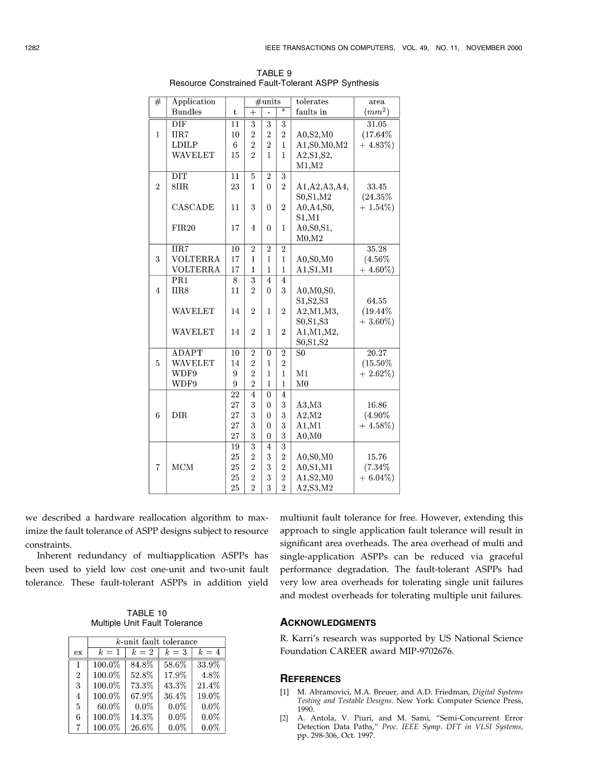TABLE 9
Resource Constrained Fault-Tolerant ASPP Synthesis

| # | Application Bundles | t | #units + | #units - | #units * | tolerates faults in | area ($mm^2$) |
|---|---|---|---|---|---|---|---|
| 1 | DIF | 11 | 3 | 3 | 3 | | 31.05 |
| | IIR7 | 10 | 2 | 2 | 2 | A0,S2,M0 | (17.64% |
| | LDILP | 6 | 2 | 2 | 1 | A1,S0,M0,M2 | + 4.83%) |
| | WAVELET | 15 | 2 | 1 | 1 | A2,S1,S2, M1,M2 | |
| 2 | DIT | 11 | 5 | 2 | 3 | | |
| | 8IIR | 23 | 1 | 0 | 2 | A1,A2,A3,A4, S0,S1,M2 | 33.45 (24.35% |
| | CASCADE | 11 | 3 | 0 | 2 | A0,A4,S0, S1,M1 | + 1.54%) |
| | FIR20 | 17 | 4 | 0 | 1 | A0,S0,S1, M0,M2 | |
| 3 | IIR7 | 10 | 2 | 2 | 2 | | 35.28 |
| | VOLTERRA | 17 | 1 | 1 | 1 | A0,S0,M0 | (4.56% |
| | VOLTERRA | 17 | 1 | 1 | 1 | A1,S1,M1 | + 4.60%) |
| 4 | PR1 | 8 | 3 | 4 | 4 | | |
| | IIR8 | 11 | 2 | 0 | 3 | A0,M0,S0, S1,S2,S3 | 64.55 |
| | WAVELET | 14 | 2 | 1 | 2 | A2,M1,M3, S0,S1,S3 | (19.44% + 3.60%) |
| | WAVELET | 14 | 2 | 1 | 2 | A1,M1,M2, S0,S1,S2 | |
| 5 | ADAPT | 10 | 2 | 0 | 2 | S0 | 20.27 |
| | WAVELET | 14 | 2 | 1 | 2 | | (15.50% |
| | WDF9 | 9 | 2 | 1 | 1 | M1 | + 2.62%) |
| | WDF9 | 9 | 2 | 1 | 1 | M0 | |
| 6 | DIR | 22 | 4 | 0 | 4 | | |
| | | 27 | 3 | 0 | 3 | A3,M3 | 16.86 |
| | | 27 | 3 | 0 | 3 | A2,M2 | (4.90% |
| | | 27 | 3 | 0 | 3 | A1,M1 | + 4.58%) |
| | | 27 | 3 | 0 | 3 | A0,M0 | |
| 7 | MCM | 19 | 3 | 4 | 3 | | |
| | | 25 | 2 | 3 | 2 | A0,S0,M0 | 15.76 |
| | | 25 | 2 | 3 | 2 | A0,S1,M1 | (7.34% |
| | | 25 | 2 | 3 | 2 | A1,S2,M0 | + 6.04%) |
| | | 25 | 2 | 3 | 2 | A2,S3,M2 | |

we described a hardware reallocation algorithm to maximize the fault tolerance of ASPP designs subject to resource constraints.

Inherent redundancy of multiapplication ASPPs has been used to yield low cost one-unit and two-unit fault tolerance. These fault-tolerant ASPPs in addition yield multiunit fault tolerance for free. However, extending this approach to single application fault tolerance will result in significant area overheads. The area overhead of multi and single-application ASPPs can be reduced via graceful performance degradation. The fault-tolerant ASPPs had very low area overheads for tolerating single unit failures and modest overheads for tolerating multiple unit failures.

TABLE 10
Multiple Unit Fault Tolerance

| ex | $k$-unit fault tolerance $k=1$ | $k=2$ | $k=3$ | $k=4$ |
|---|---|---|---|---|
| 1 | 100.0% | 84.8% | 58.6% | 33.9% |
| 2 | 100.0% | 52.8% | 17.9% | 4.8% |
| 3 | 100.0% | 73.3% | 43.3% | 21.4% |
| 4 | 100.0% | 67.9% | 36.4% | 19.0% |
| 5 | 60.0% | 0.0% | 0.0% | 0.0% |
| 6 | 100.0% | 14.3% | 0.0% | 0.0% |
| 7 | 100.0% | 26.6% | 0.0% | 0.0% |

## ACKNOWLEDGMENTS

R. Karri's research was supported by US National Science Foundation CAREER award MIP-9702676.

## REFERENCES

[1] M. Abramovici, M.A. Breuer, and A.D. Friedman, *Digital Systems Testing and Testable Designs.* New York: Computer Science Press, 1990.

[2] A. Antola, V. Piuri, and M. Sami, "Semi-Concurrent Error Detection Data Paths," *Proc. IEEE Symp. DFT in VLSI Systems,* pp. 298-306, Oct. 1997.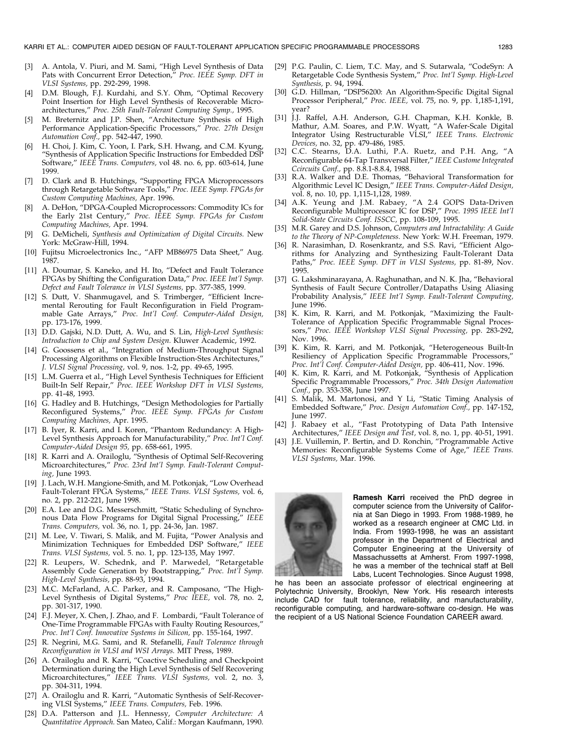[3] A. Antola, V. Piuri, and M. Sami, "High Level Synthesis of Data Pats with Concurrent Error Detection," *Proc. IEEE Symp. DFT in VLSI Systems,* pp. 292-299, 1998.

[4] D.M. Blough, F.J. Kurdahi, and S.Y. Ohm, "Optimal Recovery Point Insertion for High Level Synthesis of Recoverable Microarchitectures," *Proc. 25th Fault-Tolerant Computing Symp.,* 1995.

[5] M. Breternitz and J.P. Shen, "Architecture Synthesis of High Performance Application-Specific Processors," *Proc. 27th Design Automation Conf.,* pp. 542-447, 1990.

[6] H. Choi, J. Kim, C. Yoon, I. Park, S.H. Hwang, and C.M. Kyung, "Synthesis of Application Specific Instructions for Embedded DSP Software," *IEEE Trans. Computers,* vol 48. no. 6, pp. 603-614, June 1999.

[7] D. Clark and B. Hutchings, "Supporting FPGA Microprocessors through Retargetable Software Tools," *Proc. IEEE Symp. FPGAs for Custom Computing Machines,* Apr. 1996.

[8] A. DeHon, "DPGA-Coupled Microprocessors: Commodity ICs for the Early 21st Century," *Proc. IEEE Symp. FPGAs for Custom Computing Machines,* Apr. 1994.

[9] G. DeMicheli, *Synthesis and Optimization of Digital Circuits.* New York: McGraw-Hill, 1994.

[10] Fujitsu Microelectronics Inc., "AFP MB86975 Data Sheet," Aug. 1987.

[11] A. Doumar, S. Kaneko, and H. Ito, "Defect and Fault Tolerance FPGAs by Shifting the Configuration Data," *Proc. IEEE Int'l Symp. Defect and Fault Tolerance in VLSI Systems,* pp. 377-385, 1999.

[12] S. Dutt, V. Shanmugavel, and S. Trimberger, "Efficient Incremental Rerouting for Fault Reconfiguration in Field Programmable Gate Arrays," *Proc. Int'l Conf. Computer-Aided Design,* pp. 173-176, 1999.

[13] D.D. Gajski, N.D. Dutt, A. Wu, and S. Lin, *High-Level Synthesis: Introduction to Chip and System Design.* Kluwer Academic, 1992.

[14] G. Goossens et al., "Integration of Medium-Throughput Signal Processing Algorithms on Flexible Instruction-Stes Architectures," *J. VLSI Signal Processing,* vol. 9, nos. 1-2, pp. 49-65, 1995.

[15] L.M. Guerra et al., "High Level Synthesis Techniques for Efficient Built-In Self Repair," *Proc. IEEE Workshop DFT in VLSI Systems,* pp. 41-48, 1993.

[16] G. Hadley and B. Hutchings, "Design Methodologies for Partially Reconfigured Systems," *Proc. IEEE Symp. FPGAs for Custom Computing Machines,* Apr. 1995.

[17] B. Iyer, R. Karri, and I. Koren, "Phantom Redundancy: A High-Level Synthesis Approach for Manufacturability," *Proc. Int'l Conf. Computer-Aided Design 95,* pp. 658-661, 1995.

[18] R. Karri and A. Orailoglu, "Synthesis of Optimal Self-Recovering Microarchitectures," *Proc. 23rd Int'l Symp. Fault-Tolerant Computing,* June 1993.

[19] J. Lach, W.H. Mangione-Smith, and M. Potkonjak, "Low Overhead Fault-Tolerant FPGA Systems," *IEEE Trans. VLSI Systems,* vol. 6, no. 2, pp. 212-221, June 1998.

[20] E.A. Lee and D.G. Messerschmitt, "Static Scheduling of Synchronous Data Flow Programs for Digital Signal Processing," *IEEE Trans. Computers,* vol. 36, no. 1, pp. 24-36, Jan. 1987.

[21] M. Lee, V. Tiwari, S. Malik, and M. Fujita, "Power Analysis and Minimization Techniques for Embedded DSP Software," *IEEE Trans. VLSI Systems,* vol. 5. no. 1, pp. 123-135, May 1997.

[22] R. Leupers, W. Schednk, and P. Marwedel, "Retargetable Assembly Code Generation by Bootstrapping," *Proc. Int'l Symp. High-Level Synthesis,* pp. 88-93, 1994.

[23] M.C. McFarland, A.C. Parker, and R. Camposano, "The High-Level Synthesis of Digital Systems," *Proc IEEE,* vol. 78, no. 2, pp. 301-317, 1990.

[24] F.J. Meyer, X. Chen, J. Zhao, and F. Lombardi, "Fault Tolerance of One-Time Programmable FPGAs with Faulty Routing Resources," *Proc. Int'l Conf. Innovative Systems in Silicon,* pp. 155-164, 1997.

[25] R. Negrini, M.G. Sami, and R. Stefanelli, *Fault Tolerance through Reconfiguration in VLSI and WSI Arrays.* MIT Press, 1989.

[26] A. Orailoglu and R. Karri, "Coactive Scheduling and Checkpoint Determination during the High Level Synthesis of Self Recovering Microarchitectures," *IEEE Trans. VLSI Systems,* vol. 2, no. 3, pp. 304-311, 1994.

[27] A. Orailoglu and R. Karri, "Automatic Synthesis of Self-Recovering VLSI Systems," *IEEE Trans. Computers,* Feb. 1996.

[28] D.A. Patterson and J.L. Hennessy, *Computer Architecture: A Quantitative Approach.* San Mateo, Calif.: Morgan Kaufmann, 1990.

[29] P.G. Paulin, C. Liem, T.C. May, and S. Sutarwala, "CodeSyn: A Retargetable Code Synthesis System," *Proc. Int'l Symp. High-Level Synthesis,* p. 94, 1994.

[30] G.D. Hillman, "DSP56200: An Algorithm-Specific Digital Signal Processor Peripheral," *Proc. IEEE,* vol. 75, no. 9, pp. 1,185-1,191, year?

[31] J.J. Raffel, A.H. Anderson, G.H. Chapman, K.H. Konkle, B. Mathur, A.M. Soares, and P.W. Wyatt, "A Wafer-Scale Digital Integrator Using Restructurable VLSI," *IEEE Trans. Electronic Devices,* no. 32, pp. 479-486, 1985.

[32] C.C. Stearns, D.A. Luthi, P.A. Ruetz, and P.H. Ang, "A Reconfigurable 64-Tap Transversal Filter," *IEEE Custome Integrated Ccircuits Conf.,* pp. 8.8.1-8.8.4, 1988.

[33] R.A. Walker and D.E. Thomas, "Behavioral Transformation for Algorithmic Level IC Design," *IEEE Trans. Computer-Aided Design,* vol. 8, no. 10, pp. 1,115-1,128, 1989.

[34] A.K. Yeung and J.M. Rabaey, "A 2.4 GOPS Data-Driven Reconfigurable Multiprocessor IC for DSP," *Proc. 1995 IEEE Int'l Solid-State Circuits Conf. ISSCC,* pp. 108-109, 1995.

[35] M.R. Garey and D.S. Johnson, *Computers and Intractability: A Guide to the Theory of NP-Completeness.* New York: W.H. Freeman, 1979.

[36] R. Narasimhan, D. Rosenkrantz, and S.S. Ravi, "Efficient Algorithms for Analyzing and Synthesizing Fault-Tolerant Data Paths," *Proc. IEEE Symp. DFT in VLSI Systems,* pp. 81-89, Nov. 1995.

[37] G. Lakshminarayana, A. Raghunathan, and N. K. Jha, "Behavioral Synthesis of Fault Secure Controller/Datapaths Using Aliasing Probability Analysis," *IEEE Int'l Symp. Fault-Tolerant Computing,* June 1996.

[38] K. Kim, R. Karri, and M. Potkonjak, "Maximizing the Fault-Tolerance of Application Specific Programmable Signal Processors," *Proc. IEEE Workshop VLSI Signal Processing,* pp. 283-292, Nov. 1996.

[39] K. Kim, R. Karri, and M. Potkonjak, "Heterogeneous Built-In Resiliency of Application Specific Programmable Processors," *Proc. Int'l Conf. Computer-Aided Design,* pp. 406-411, Nov. 1996.

[40] K. Kim, R. Karri, and M. Potkonjak, "Synthesis of Application Specific Programmable Processors," *Proc. 34th Design Automation Conf.,* pp. 353-358, June 1997.

[41] S. Malik, M. Martonosi, and Y Li, "Static Timing Analysis of Embedded Software," *Proc. Design Automation Conf.,* pp. 147-152, June 1997.

[42] J. Rabaey et al., "Fast Prototyping of Data Path Intensive Architectures," *IEEE Design and Test,* vol. 8, no. 1, pp. 40-51, 1991.

[43] J.E. Vuillemin, P. Bertin, and D. Ronchin, "Programmable Active Memories: Reconfigurable Systems Come of Age," *IEEE Trans. VLSI Systems,* Mar. 1996.

**Ramesh Karri** received the PhD degree in computer science from the University of California at San Diego in 1993. From 1988-1989, he worked as a research engineer at CMC Ltd. in India. From 1993-1998, he was an assistant professor in the Department of Electrical and Computer Engineering at the University of Massachussetts at Amherst. From 1997-1998, he was a member of the technical staff at Bell Labs, Lucent Technologies. Since August 1998, he has been an associate professor of electrical engineering at Polytechnic University, Brooklyn, New York. His research interests include CAD for fault tolerance, reliability, and manufacturability, reconfigurable computing, and hardware-software co-design. He was the recipient of a US National Science Foundation CAREER award.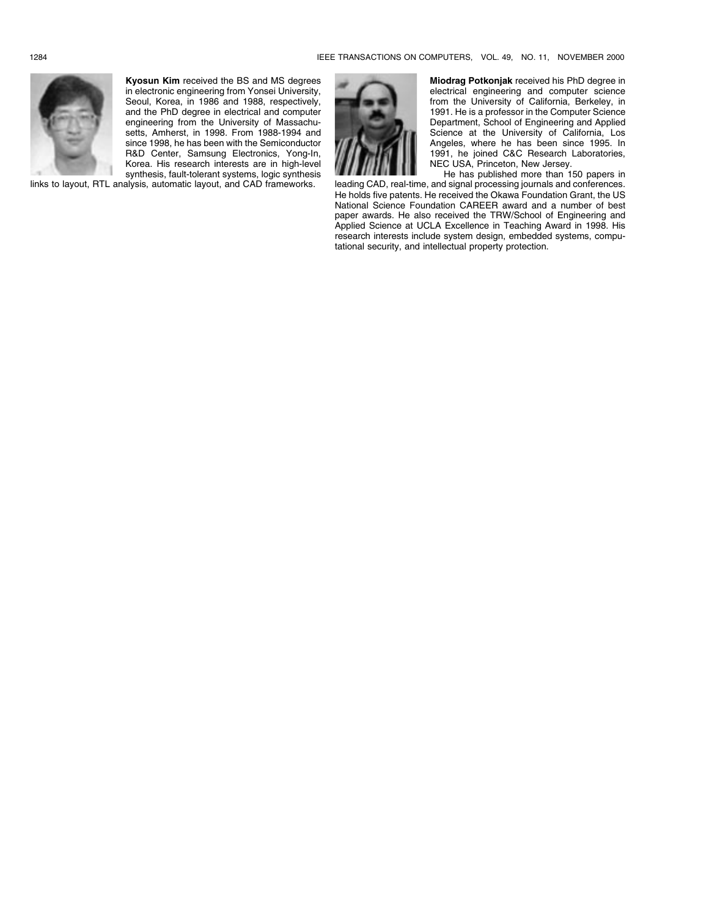**Kyosun Kim** received the BS and MS degrees in electronic engineering from Yonsei University, Seoul, Korea, in 1986 and 1988, respectively, and the PhD degree in electrical and computer engineering from the University of Massachusetts, Amherst, in 1998. From 1988-1994 and since 1998, he has been with the Semiconductor R&D Center, Samsung Electronics, Yong-In, Korea. His research interests are in high-level synthesis, fault-tolerant systems, logic synthesis links to layout, RTL analysis, automatic layout, and CAD frameworks.

**Miodrag Potkonjak** received his PhD degree in electrical engineering and computer science from the University of California, Berkeley, in 1991. He is a professor in the Computer Science Department, School of Engineering and Applied Science at the University of California, Los Angeles, where he has been since 1995. In 1991, he joined C&C Research Laboratories, NEC USA, Princeton, New Jersey.

He has published more than 150 papers in leading CAD, real-time, and signal processing journals and conferences. He holds five patents. He received the Okawa Foundation Grant, the US National Science Foundation CAREER award and a number of best paper awards. He also received the TRW/School of Engineering and Applied Science at UCLA Excellence in Teaching Award in 1998. His research interests include system design, embedded systems, computational security, and intellectual property protection.